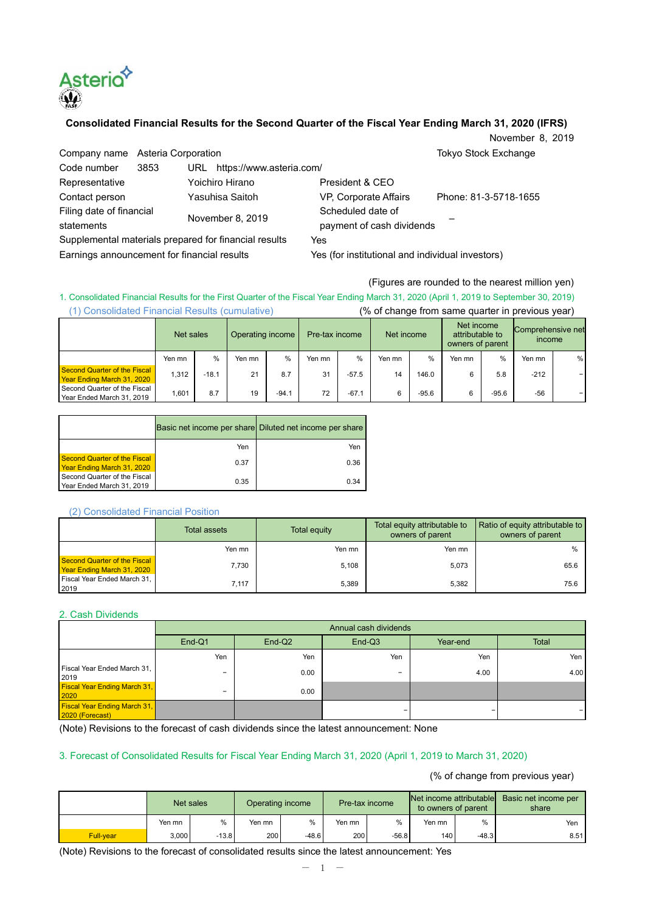# Consolidated Financial Results for the Second Quarter of the Fiscal Year Ending March 31, 2020 (IFRS)

November 8, 2019

| | | | |
|---|---|---|---|
| Company name | Asteria Corporation | | Tokyo Stock Exchange |
| Code number | 3853 | URL https://www.asteria.com/ | |
| Representative | Yoichiro Hirano | President & CEO | |
| Contact person | Yasuhisa Saitoh | VP, Corporate Affairs | Phone: 81-3-5718-1655 |
| Filing date of financial statements | November 8, 2019 | Scheduled date of payment of cash dividends | – |
| Supplemental materials prepared for financial results | | Yes | |
| Earnings announcement for financial results | | Yes (for institutional and individual investors) | |

(Figures are rounded to the nearest million yen)

## 1. Consolidated Financial Results for the First Quarter of the Fiscal Year Ending March 31, 2020 (April 1, 2019 to September 30, 2019)

### (1) Consolidated Financial Results (cumulative)

(% of change from same quarter in previous year)

| | Net sales | | Operating income | | Pre-tax income | | Net income | | Net income attributable to owners of parent | | Comprehensive net income | |
|---|---|---|---|---|---|---|---|---|---|---|---|---|
| | Yen mn | % | Yen mn | % | Yen mn | % | Yen mn | % | Yen mn | % | Yen mn | % |
| Second Quarter of the Fiscal Year Ending March 31, 2020 | 1,312 | -18.1 | 21 | 8.7 | 31 | -57.5 | 14 | 146.0 | 6 | 5.8 | -212 | – |
| Second Quarter of the Fiscal Year Ended March 31, 2019 | 1,601 | 8.7 | 19 | -94.1 | 72 | -67.1 | 6 | -95.6 | 6 | -95.6 | -56 | – |

| | Basic net income per share | Diluted net income per share |
|---|---|---|
| | Yen | Yen |
| Second Quarter of the Fiscal Year Ending March 31, 2020 | 0.37 | 0.36 |
| Second Quarter of the Fiscal Year Ended March 31, 2019 | 0.35 | 0.34 |

### (2) Consolidated Financial Position

| | Total assets | Total equity | Total equity attributable to owners of parent | Ratio of equity attributable to owners of parent |
|---|---|---|---|---|
| | Yen mn | Yen mn | Yen mn | % |
| Second Quarter of the Fiscal Year Ending March 31, 2020 | 7,730 | 5,108 | 5,073 | 65.6 |
| Fiscal Year Ended March 31, 2019 | 7,117 | 5,389 | 5,382 | 75.6 |

## 2. Cash Dividends

| | Annual cash dividends | | | | |
|---|---|---|---|---|---|
| | End-Q1 | End-Q2 | End-Q3 | Year-end | Total |
| | Yen | Yen | Yen | Yen | Yen |
| Fiscal Year Ended March 31, 2019 | – | 0.00 | – | 4.00 | 4.00 |
| Fiscal Year Ending March 31, 2020 | – | 0.00 | | | |
| Fiscal Year Ending March 31, 2020 (Forecast) | | | – | – | – |

(Note) Revisions to the forecast of cash dividends since the latest announcement: None

## 3. Forecast of Consolidated Results for Fiscal Year Ending March 31, 2020 (April 1, 2019 to March 31, 2020)

(% of change from previous year)

| | Net sales | | Operating income | | Pre-tax income | | Net income attributable to owners of parent | | Basic net income per share |
|---|---|---|---|---|---|---|---|---|---|
| | Yen mn | % | Yen mn | % | Yen mn | % | Yen mn | % | Yen |
| Full-year | 3,000 | -13.8 | 200 | -48.6 | 200 | -56.8 | 140 | -48.3 | 8.51 |

(Note) Revisions to the forecast of consolidated results since the latest announcement: Yes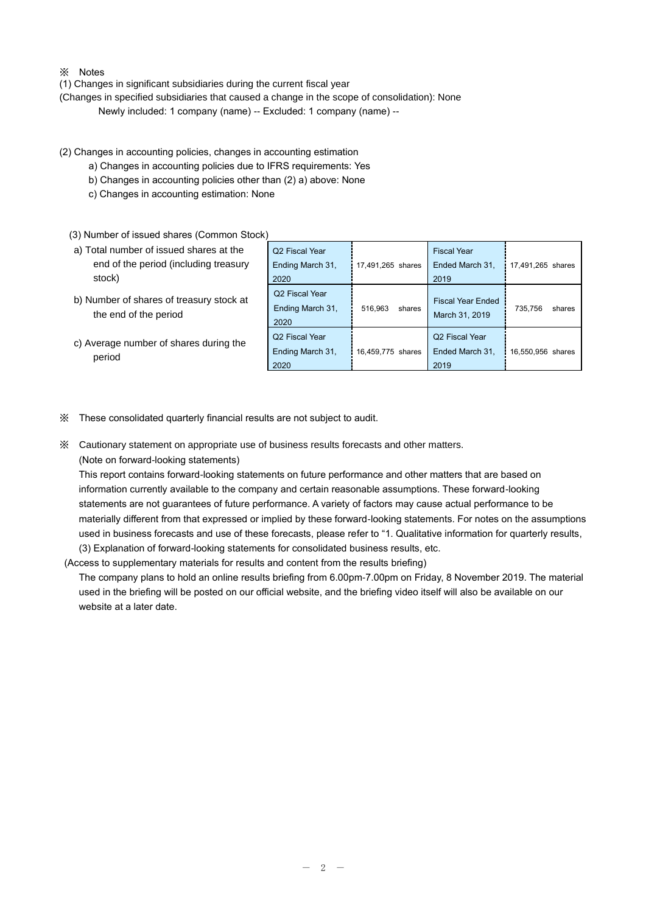※ Notes

(1) Changes in significant subsidiaries during the current fiscal year
(Changes in specified subsidiaries that caused a change in the scope of consolidation): None
Newly included: 1 company (name) -- Excluded: 1 company (name) --

(2) Changes in accounting policies, changes in accounting estimation
a) Changes in accounting policies due to IFRS requirements: Yes
b) Changes in accounting policies other than (2) a) above: None
c) Changes in accounting estimation: None

(3) Number of issued shares (Common Stock)

| | | | | |
|---|---|---|---|---|
| a) Total number of issued shares at the end of the period (including treasury stock) | Q2 Fiscal Year Ending March 31, 2020 | 17,491,265 shares | Fiscal Year Ended March 31, 2019 | 17,491,265 shares |
| b) Number of shares of treasury stock at the end of the period | Q2 Fiscal Year Ending March 31, 2020 | 516,963 shares | Fiscal Year Ended March 31, 2019 | 735,756 shares |
| c) Average number of shares during the period | Q2 Fiscal Year Ending March 31, 2020 | 16,459,775 shares | Q2 Fiscal Year Ended March 31, 2019 | 16,550,956 shares |

※ These consolidated quarterly financial results are not subject to audit.

※ Cautionary statement on appropriate use of business results forecasts and other matters.
(Note on forward-looking statements)
This report contains forward-looking statements on future performance and other matters that are based on information currently available to the company and certain reasonable assumptions. These forward-looking statements are not guarantees of future performance. A variety of factors may cause actual performance to be materially different from that expressed or implied by these forward-looking statements. For notes on the assumptions used in business forecasts and use of these forecasts, please refer to "1. Qualitative information for quarterly results, (3) Explanation of forward-looking statements for consolidated business results, etc.

(Access to supplementary materials for results and content from the results briefing)
The company plans to hold an online results briefing from 6.00pm-7.00pm on Friday, 8 November 2019. The material used in the briefing will be posted on our official website, and the briefing video itself will also be available on our website at a later date.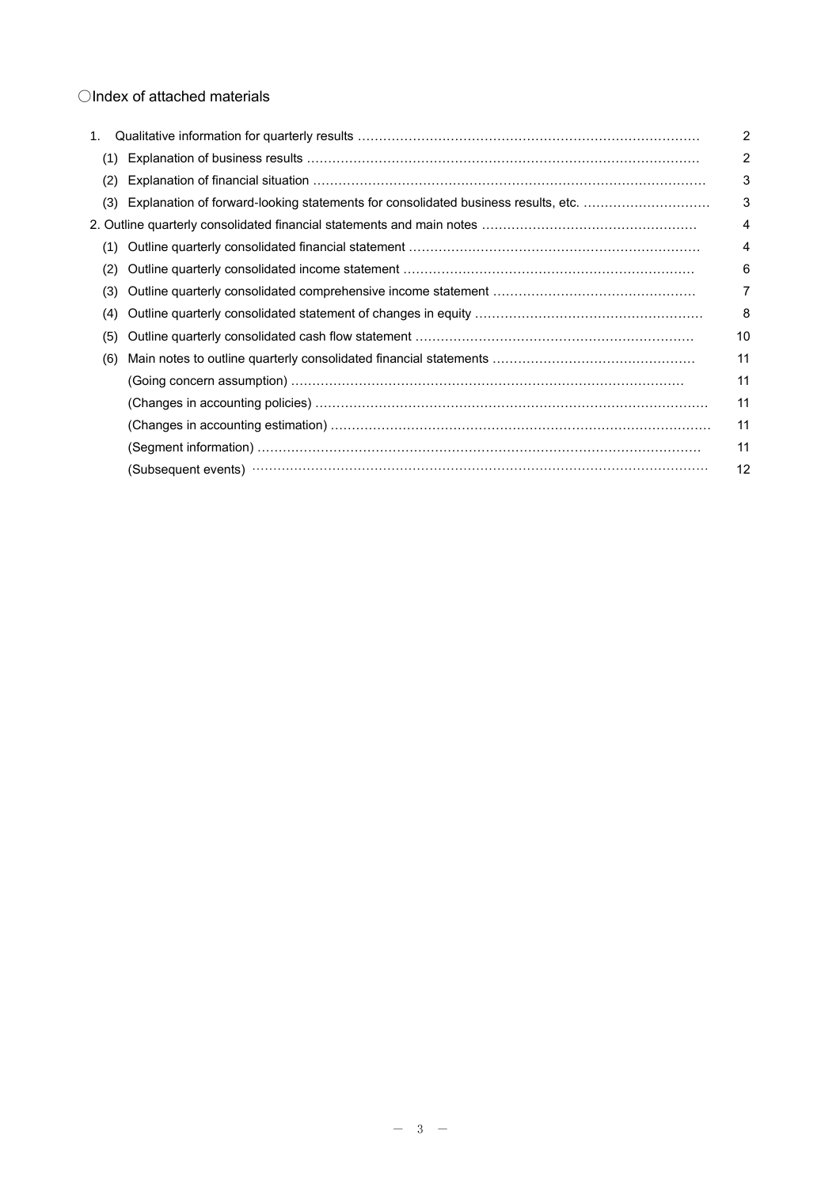○Index of attached materials

| | | |
|---|---|---|
| 1. Qualitative information for quarterly results | | 2 |
| (1) | Explanation of business results | 2 |
| (2) | Explanation of financial situation | 3 |
| (3) | Explanation of forward-looking statements for consolidated business results, etc. | 3 |
| 2. Outline quarterly consolidated financial statements and main notes | | 4 |
| (1) | Outline quarterly consolidated financial statement | 4 |
| (2) | Outline quarterly consolidated income statement | 6 |
| (3) | Outline quarterly consolidated comprehensive income statement | 7 |
| (4) | Outline quarterly consolidated statement of changes in equity | 8 |
| (5) | Outline quarterly consolidated cash flow statement | 10 |
| (6) | Main notes to outline quarterly consolidated financial statements | 11 |
| | (Going concern assumption) | 11 |
| | (Changes in accounting policies) | 11 |
| | (Changes in accounting estimation) | 11 |
| | (Segment information) | 11 |
| | (Subsequent events) | 12 |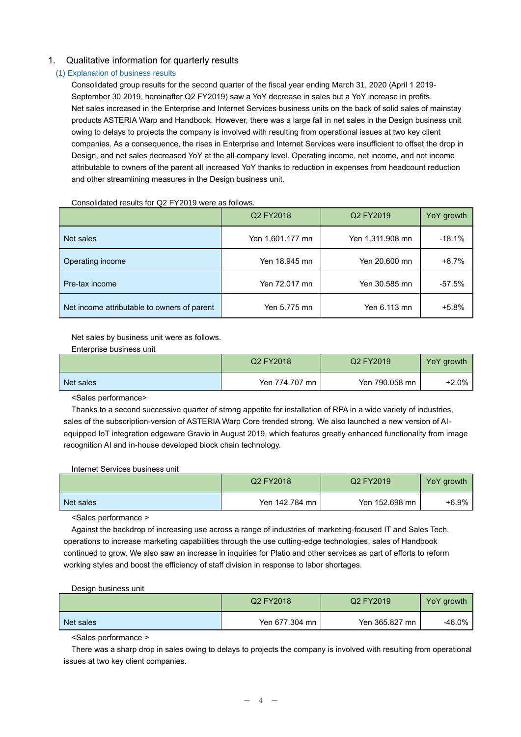# 1. Qualitative information for quarterly results

## (1) Explanation of business results

Consolidated group results for the second quarter of the fiscal year ending March 31, 2020 (April 1 2019-September 30 2019, hereinafter Q2 FY2019) saw a YoY decrease in sales but a YoY increase in profits. Net sales increased in the Enterprise and Internet Services business units on the back of solid sales of mainstay products ASTERIA Warp and Handbook. However, there was a large fall in net sales in the Design business unit owing to delays to projects the company is involved with resulting from operational issues at two key client companies. As a consequence, the rises in Enterprise and Internet Services were insufficient to offset the drop in Design, and net sales decreased YoY at the all-company level. Operating income, net income, and net income attributable to owners of the parent all increased YoY thanks to reduction in expenses from headcount reduction and other streamlining measures in the Design business unit.

Consolidated results for Q2 FY2019 were as follows.

| | Q2 FY2018 | Q2 FY2019 | YoY growth |
|---|---|---|---|
| Net sales | Yen 1,601.177 mn | Yen 1,311.908 mn | -18.1% |
| Operating income | Yen 18.945 mn | Yen 20.600 mn | +8.7% |
| Pre-tax income | Yen 72.017 mn | Yen 30.585 mn | -57.5% |
| Net income attributable to owners of parent | Yen 5.775 mn | Yen 6.113 mn | +5.8% |

Net sales by business unit were as follows.

Enterprise business unit

| | Q2 FY2018 | Q2 FY2019 | YoY growth |
|---|---|---|---|
| Net sales | Yen 774.707 mn | Yen 790.058 mn | +2.0% |

<Sales performance>

Thanks to a second successive quarter of strong appetite for installation of RPA in a wide variety of industries, sales of the subscription-version of ASTERIA Warp Core trended strong. We also launched a new version of AI-equipped IoT integration edgeware Gravio in August 2019, which features greatly enhanced functionality from image recognition AI and in-house developed block chain technology.

Internet Services business unit

| | Q2 FY2018 | Q2 FY2019 | YoY growth |
|---|---|---|---|
| Net sales | Yen 142.784 mn | Yen 152.698 mn | +6.9% |

<Sales performance >

Against the backdrop of increasing use across a range of industries of marketing-focused IT and Sales Tech, operations to increase marketing capabilities through the use cutting-edge technologies, sales of Handbook continued to grow. We also saw an increase in inquiries for Platio and other services as part of efforts to reform working styles and boost the efficiency of staff division in response to labor shortages.

Design business unit

| | Q2 FY2018 | Q2 FY2019 | YoY growth |
|---|---|---|---|
| Net sales | Yen 677.304 mn | Yen 365.827 mn | -46.0% |

<Sales performance >

There was a sharp drop in sales owing to delays to projects the company is involved with resulting from operational issues at two key client companies.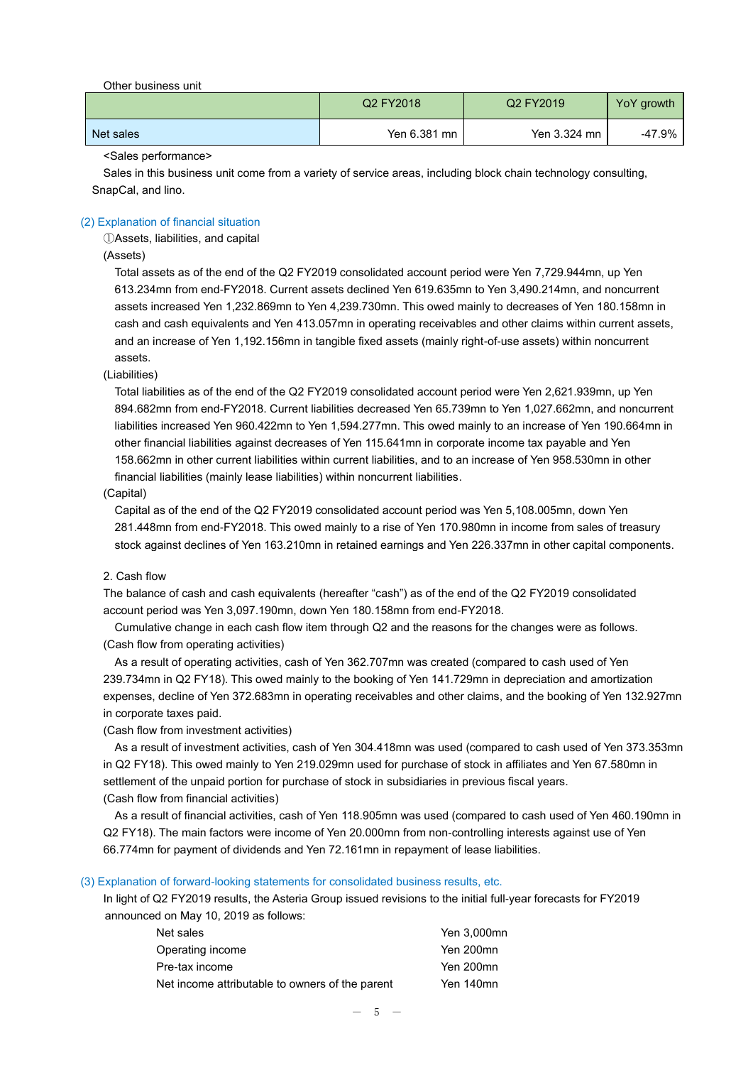Other business unit

| | Q2 FY2018 | Q2 FY2019 | YoY growth |
|---|---|---|---|
| Net sales | Yen 6.381 mn | Yen 3.324 mn | -47.9% |

<Sales performance>

Sales in this business unit come from a variety of service areas, including block chain technology consulting, SnapCal, and lino.

### (2) Explanation of financial situation

①Assets, liabilities, and capital

(Assets)

Total assets as of the end of the Q2 FY2019 consolidated account period were Yen 7,729.944mn, up Yen 613.234mn from end-FY2018. Current assets declined Yen 619.635mn to Yen 3,490.214mn, and noncurrent assets increased Yen 1,232.869mn to Yen 4,239.730mn. This owed mainly to decreases of Yen 180.158mn in cash and cash equivalents and Yen 413.057mn in operating receivables and other claims within current assets, and an increase of Yen 1,192.156mn in tangible fixed assets (mainly right-of-use assets) within noncurrent assets.

(Liabilities)

Total liabilities as of the end of the Q2 FY2019 consolidated account period were Yen 2,621.939mn, up Yen 894.682mn from end-FY2018. Current liabilities decreased Yen 65.739mn to Yen 1,027.662mn, and noncurrent liabilities increased Yen 960.422mn to Yen 1,594.277mn. This owed mainly to an increase of Yen 190.664mn in other financial liabilities against decreases of Yen 115.641mn in corporate income tax payable and Yen 158.662mn in other current liabilities within current liabilities, and to an increase of Yen 958.530mn in other financial liabilities (mainly lease liabilities) within noncurrent liabilities.

(Capital)

Capital as of the end of the Q2 FY2019 consolidated account period was Yen 5,108.005mn, down Yen 281.448mn from end-FY2018. This owed mainly to a rise of Yen 170.980mn in income from sales of treasury stock against declines of Yen 163.210mn in retained earnings and Yen 226.337mn in other capital components.

2. Cash flow

The balance of cash and cash equivalents (hereafter "cash") as of the end of the Q2 FY2019 consolidated account period was Yen 3,097.190mn, down Yen 180.158mn from end-FY2018.

Cumulative change in each cash flow item through Q2 and the reasons for the changes were as follows.

(Cash flow from operating activities)

As a result of operating activities, cash of Yen 362.707mn was created (compared to cash used of Yen 239.734mn in Q2 FY18). This owed mainly to the booking of Yen 141.729mn in depreciation and amortization expenses, decline of Yen 372.683mn in operating receivables and other claims, and the booking of Yen 132.927mn in corporate taxes paid.

(Cash flow from investment activities)

As a result of investment activities, cash of Yen 304.418mn was used (compared to cash used of Yen 373.353mn in Q2 FY18). This owed mainly to Yen 219.029mn used for purchase of stock in affiliates and Yen 67.580mn in settlement of the unpaid portion for purchase of stock in subsidiaries in previous fiscal years.

(Cash flow from financial activities)

As a result of financial activities, cash of Yen 118.905mn was used (compared to cash used of Yen 460.190mn in Q2 FY18). The main factors were income of Yen 20.000mn from non-controlling interests against use of Yen 66.774mn for payment of dividends and Yen 72.161mn in repayment of lease liabilities.

### (3) Explanation of forward-looking statements for consolidated business results, etc.

In light of Q2 FY2019 results, the Asteria Group issued revisions to the initial full-year forecasts for FY2019 announced on May 10, 2019 as follows:

| | |
|---|---|
| Net sales | Yen 3,000mn |
| Operating income | Yen 200mn |
| Pre-tax income | Yen 200mn |
| Net income attributable to owners of the parent | Yen 140mn |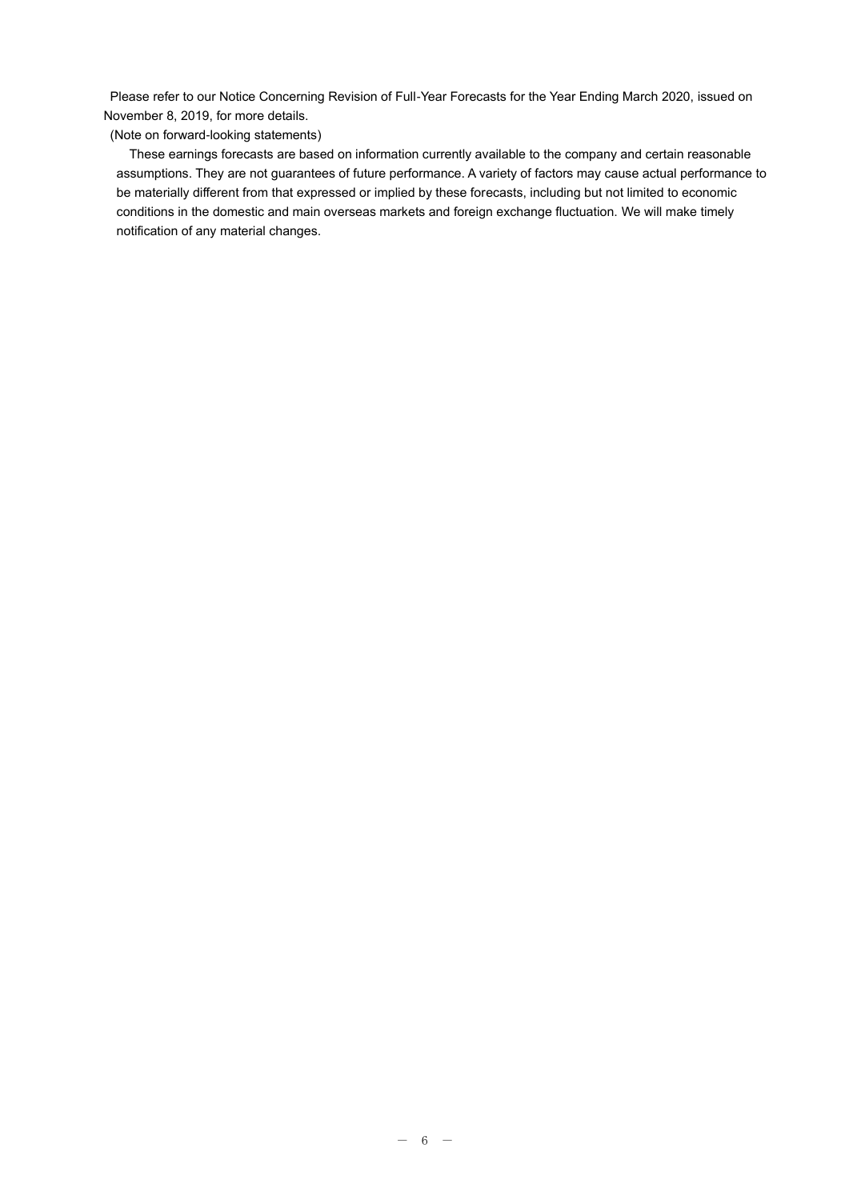Please refer to our Notice Concerning Revision of Full-Year Forecasts for the Year Ending March 2020, issued on November 8, 2019, for more details.

(Note on forward-looking statements)

These earnings forecasts are based on information currently available to the company and certain reasonable assumptions. They are not guarantees of future performance. A variety of factors may cause actual performance to be materially different from that expressed or implied by these forecasts, including but not limited to economic conditions in the domestic and main overseas markets and foreign exchange fluctuation. We will make timely notification of any material changes.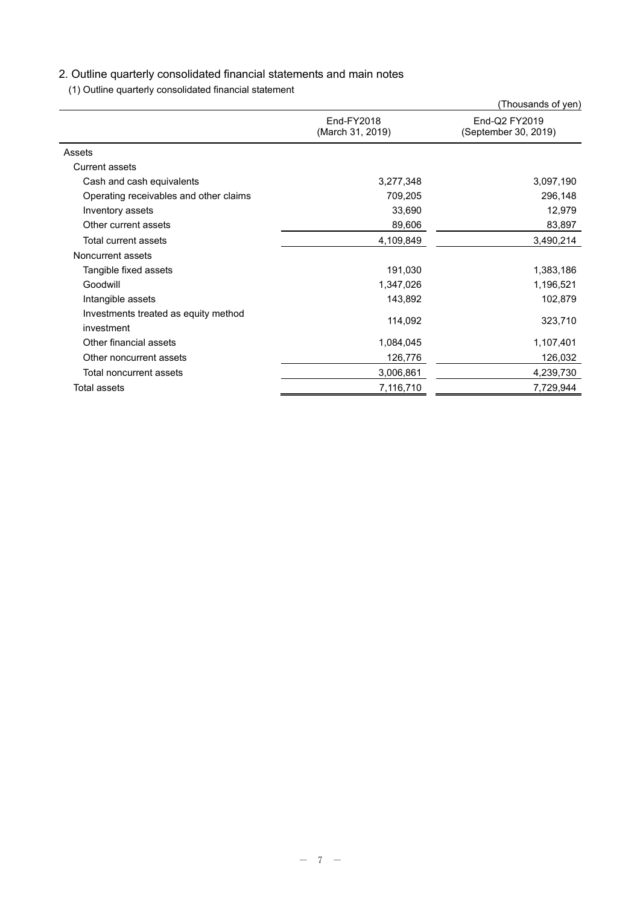## 2. Outline quarterly consolidated financial statements and main notes

(1) Outline quarterly consolidated financial statement

(Thousands of yen)

| | End-FY2018 (March 31, 2019) | End-Q2 FY2019 (September 30, 2019) |
|---|---|---|
| Assets | | |
| Current assets | | |
| Cash and cash equivalents | 3,277,348 | 3,097,190 |
| Operating receivables and other claims | 709,205 | 296,148 |
| Inventory assets | 33,690 | 12,979 |
| Other current assets | 89,606 | 83,897 |
| Total current assets | 4,109,849 | 3,490,214 |
| Noncurrent assets | | |
| Tangible fixed assets | 191,030 | 1,383,186 |
| Goodwill | 1,347,026 | 1,196,521 |
| Intangible assets | 143,892 | 102,879 |
| Investments treated as equity method investment | 114,092 | 323,710 |
| Other financial assets | 1,084,045 | 1,107,401 |
| Other noncurrent assets | 126,776 | 126,032 |
| Total noncurrent assets | 3,006,861 | 4,239,730 |
| Total assets | 7,116,710 | 7,729,944 |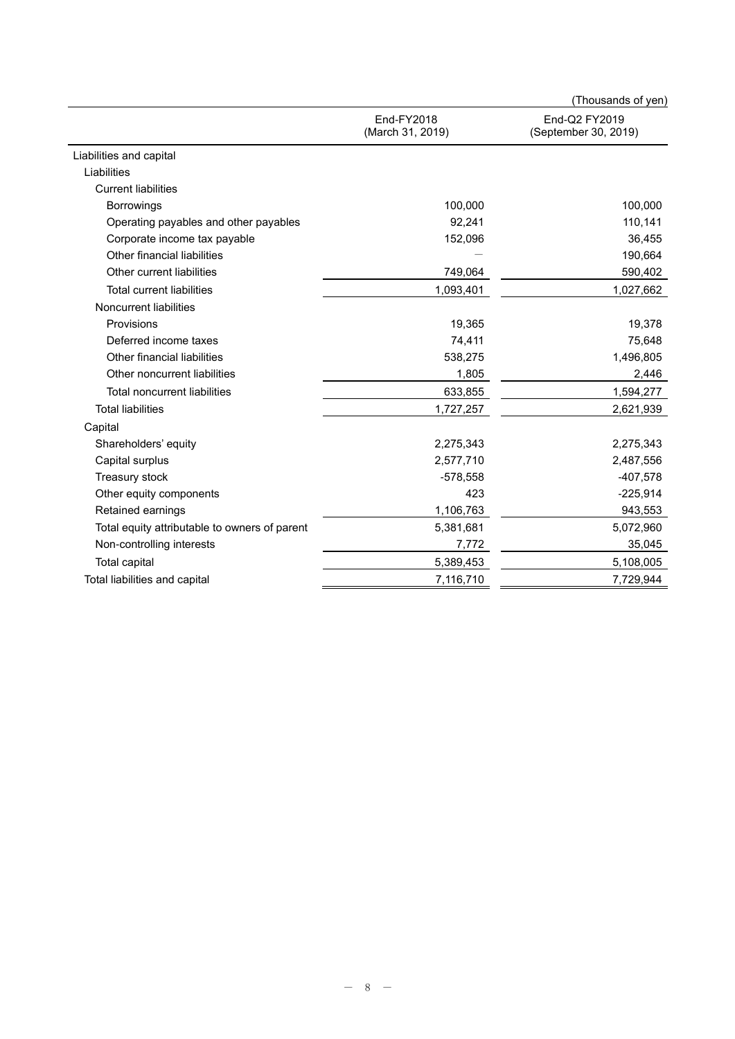(Thousands of yen)

| | End-FY2018 (March 31, 2019) | End-Q2 FY2019 (September 30, 2019) |
|---|---|---|
| Liabilities and capital | | |
| Liabilities | | |
| Current liabilities | | |
| Borrowings | 100,000 | 100,000 |
| Operating payables and other payables | 92,241 | 110,141 |
| Corporate income tax payable | 152,096 | 36,455 |
| Other financial liabilities | — | 190,664 |
| Other current liabilities | 749,064 | 590,402 |
| Total current liabilities | 1,093,401 | 1,027,662 |
| Noncurrent liabilities | | |
| Provisions | 19,365 | 19,378 |
| Deferred income taxes | 74,411 | 75,648 |
| Other financial liabilities | 538,275 | 1,496,805 |
| Other noncurrent liabilities | 1,805 | 2,446 |
| Total noncurrent liabilities | 633,855 | 1,594,277 |
| Total liabilities | 1,727,257 | 2,621,939 |
| Capital | | |
| Shareholders' equity | 2,275,343 | 2,275,343 |
| Capital surplus | 2,577,710 | 2,487,556 |
| Treasury stock | -578,558 | -407,578 |
| Other equity components | 423 | -225,914 |
| Retained earnings | 1,106,763 | 943,553 |
| Total equity attributable to owners of parent | 5,381,681 | 5,072,960 |
| Non-controlling interests | 7,772 | 35,045 |
| Total capital | 5,389,453 | 5,108,005 |
| Total liabilities and capital | 7,116,710 | 7,729,944 |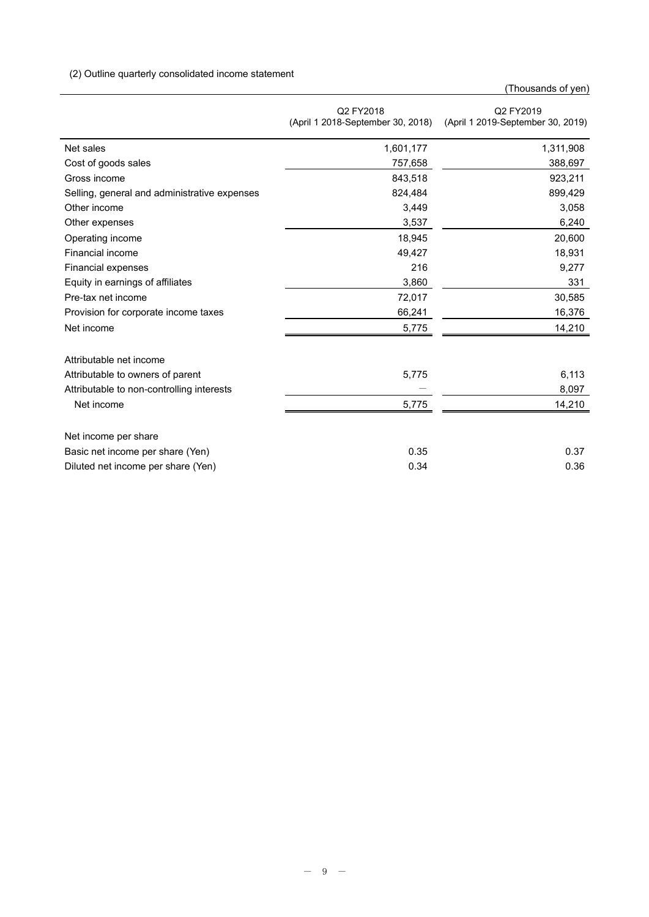(2) Outline quarterly consolidated income statement

(Thousands of yen)

| | Q2 FY2018<br>(April 1 2018-September 30, 2018) | Q2 FY2019<br>(April 1 2019-September 30, 2019) |
|---|---|---|
| Net sales | 1,601,177 | 1,311,908 |
| Cost of goods sales | 757,658 | 388,697 |
| Gross income | 843,518 | 923,211 |
| Selling, general and administrative expenses | 824,484 | 899,429 |
| Other income | 3,449 | 3,058 |
| Other expenses | 3,537 | 6,240 |
| Operating income | 18,945 | 20,600 |
| Financial income | 49,427 | 18,931 |
| Financial expenses | 216 | 9,277 |
| Equity in earnings of affiliates | 3,860 | 331 |
| Pre-tax net income | 72,017 | 30,585 |
| Provision for corporate income taxes | 66,241 | 16,376 |
| Net income | 5,775 | 14,210 |
| | | |
| Attributable net income | | |
| Attributable to owners of parent | 5,775 | 6,113 |
| Attributable to non-controlling interests | ― | 8,097 |
| Net income | 5,775 | 14,210 |
| | | |
| Net income per share | | |
| Basic net income per share (Yen) | 0.35 | 0.37 |
| Diluted net income per share (Yen) | 0.34 | 0.36 |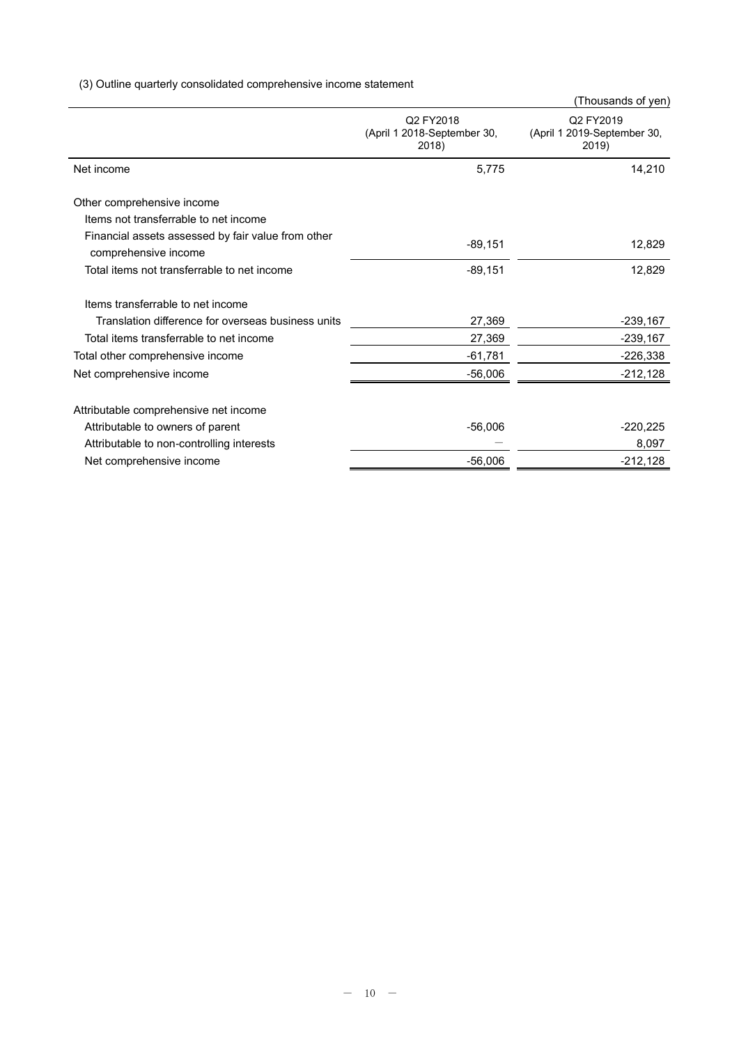(3) Outline quarterly consolidated comprehensive income statement

(Thousands of yen)

| | Q2 FY2018 (April 1 2018-September 30, 2018) | Q2 FY2019 (April 1 2019-September 30, 2019) |
|---|---|---|
| Net income | 5,775 | 14,210 |
| Other comprehensive income | | |
| Items not transferrable to net income | | |
| Financial assets assessed by fair value from other comprehensive income | -89,151 | 12,829 |
| Total items not transferrable to net income | -89,151 | 12,829 |
| Items transferrable to net income | | |
| Translation difference for overseas business units | 27,369 | -239,167 |
| Total items transferrable to net income | 27,369 | -239,167 |
| Total other comprehensive income | -61,781 | -226,338 |
| Net comprehensive income | -56,006 | -212,128 |
| Attributable comprehensive net income | | |
| Attributable to owners of parent | -56,006 | -220,225 |
| Attributable to non-controlling interests | — | 8,097 |
| Net comprehensive income | -56,006 | -212,128 |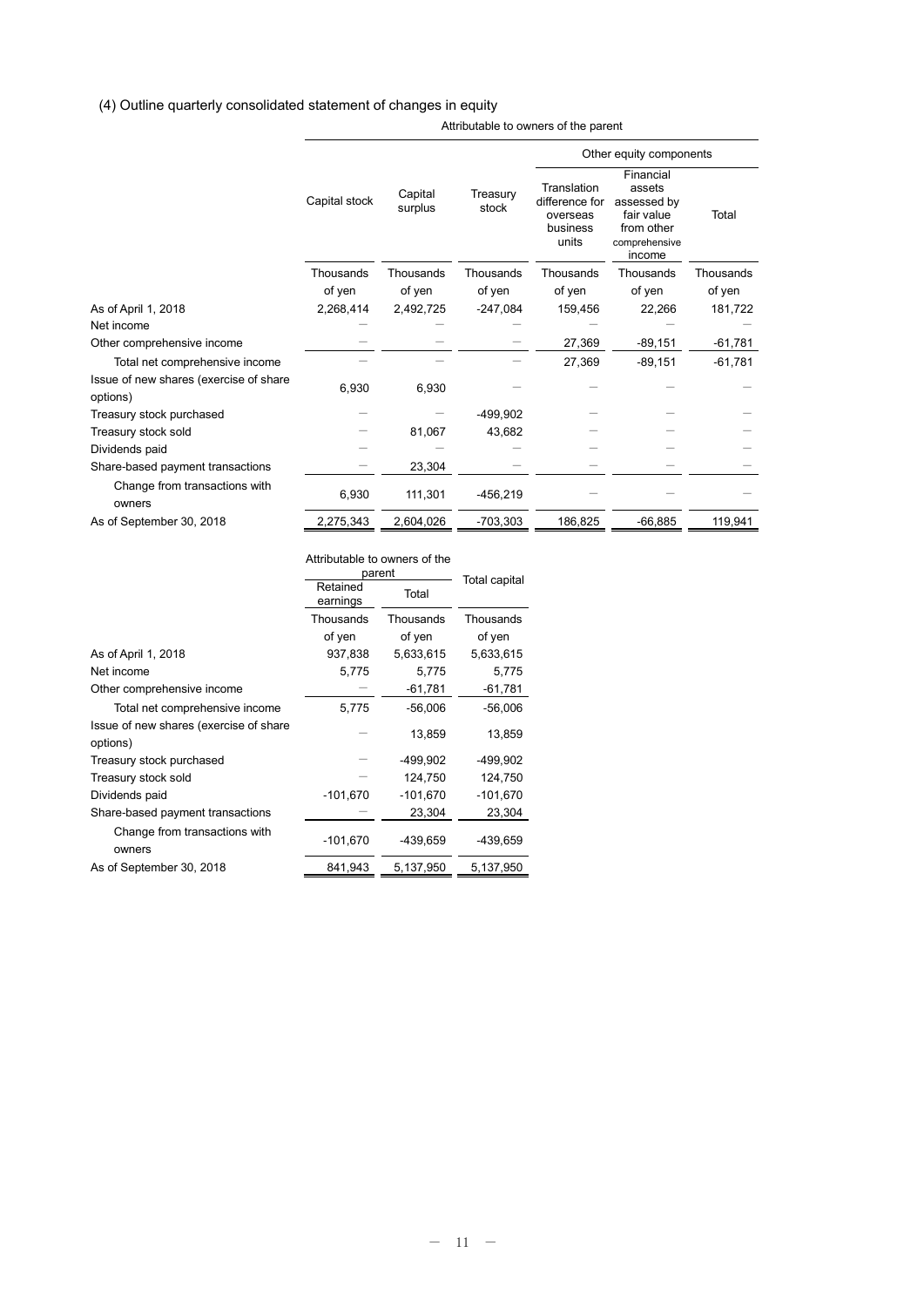## (4) Outline quarterly consolidated statement of changes in equity

| | Attributable to owners of the parent | | | | | |
|---|---|---|---|---|---|---|
| | | | | Other equity components | | |
| | Capital stock | Capital surplus | Treasury stock | Translation difference for overseas business units | Financial assets assessed by fair value from other comprehensive income | Total |
| | Thousands of yen | Thousands of yen | Thousands of yen | Thousands of yen | Thousands of yen | Thousands of yen |
| As of April 1, 2018 | 2,268,414 | 2,492,725 | -247,084 | 159,456 | 22,266 | 181,722 |
| Net income | — | — | — | — | — | — |
| Other comprehensive income | — | — | — | 27,369 | -89,151 | -61,781 |
| Total net comprehensive income | — | — | — | 27,369 | -89,151 | -61,781 |
| Issue of new shares (exercise of share options) | 6,930 | 6,930 | — | — | — | — |
| Treasury stock purchased | — | — | -499,902 | — | — | — |
| Treasury stock sold | — | 81,067 | 43,682 | — | — | — |
| Dividends paid | — | — | — | — | — | — |
| Share-based payment transactions | — | 23,304 | — | — | — | — |
| Change from transactions with owners | 6,930 | 111,301 | -456,219 | — | — | — |
| As of September 30, 2018 | 2,275,343 | 2,604,026 | -703,303 | 186,825 | -66,885 | 119,941 |

| | Attributable to owners of the parent | | Total capital |
|---|---|---|---|
| | Retained earnings | Total | |
| | Thousands of yen | Thousands of yen | Thousands of yen |
| As of April 1, 2018 | 937,838 | 5,633,615 | 5,633,615 |
| Net income | 5,775 | 5,775 | 5,775 |
| Other comprehensive income | — | -61,781 | -61,781 |
| Total net comprehensive income | 5,775 | -56,006 | -56,006 |
| Issue of new shares (exercise of share options) | — | 13,859 | 13,859 |
| Treasury stock purchased | — | -499,902 | -499,902 |
| Treasury stock sold | — | 124,750 | 124,750 |
| Dividends paid | -101,670 | -101,670 | -101,670 |
| Share-based payment transactions | — | 23,304 | 23,304 |
| Change from transactions with owners | -101,670 | -439,659 | -439,659 |
| As of September 30, 2018 | 841,943 | 5,137,950 | 5,137,950 |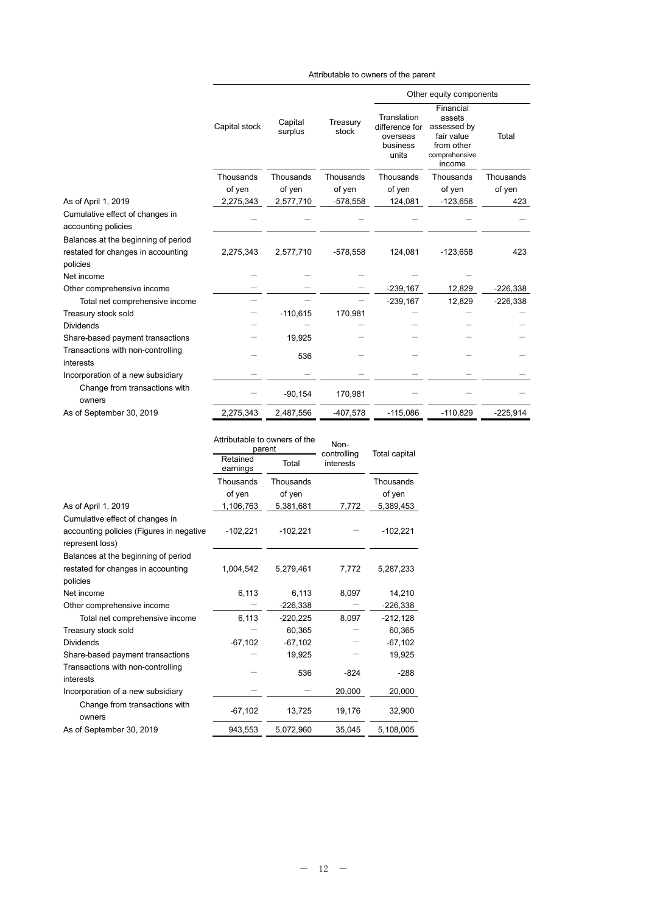| | Attributable to owners of the parent | | | | | |
|---|---|---|---|---|---|---|
| | | | | Other equity components | | |
| | Capital stock | Capital surplus | Treasury stock | Translation difference for overseas business units | Financial assets assessed by fair value from other comprehensive income | Total |
| | Thousands of yen | Thousands of yen | Thousands of yen | Thousands of yen | Thousands of yen | Thousands of yen |
| As of April 1, 2019 | 2,275,343 | 2,577,710 | -578,558 | 124,081 | -123,658 | 423 |
| Cumulative effect of changes in accounting policies | ― | ― | ― | ― | ― | ― |
| Balances at the beginning of period restated for changes in accounting policies | 2,275,343 | 2,577,710 | -578,558 | 124,081 | -123,658 | 423 |
| Net income | ― | ― | ― | ― | ― | |
| Other comprehensive income | ― | ― | ― | -239,167 | 12,829 | -226,338 |
| Total net comprehensive income | ― | ― | ― | -239,167 | 12,829 | -226,338 |
| Treasury stock sold | ― | -110,615 | 170,981 | ― | ― | ― |
| Dividends | ― | ― | ― | ― | ― | ― |
| Share-based payment transactions | ― | 19,925 | ― | ― | ― | ― |
| Transactions with non-controlling interests | ― | 536 | ― | ― | ― | ― |
| Incorporation of a new subsidiary | ― | ― | ― | ― | ― | ― |
| Change from transactions with owners | ― | -90,154 | 170,981 | ― | ― | ― |
| As of September 30, 2019 | 2,275,343 | 2,487,556 | -407,578 | -115,086 | -110,829 | -225,914 |

| | Attributable to owners of the parent | | Non-controlling interests | Total capital |
|---|---|---|---|---|
| | Retained earnings | Total | | |
| | Thousands of yen | Thousands of yen | | Thousands of yen |
| As of April 1, 2019 | 1,106,763 | 5,381,681 | 7,772 | 5,389,453 |
| Cumulative effect of changes in accounting policies (Figures in negative represent loss) | -102,221 | -102,221 | ― | -102,221 |
| Balances at the beginning of period restated for changes in accounting policies | 1,004,542 | 5,279,461 | 7,772 | 5,287,233 |
| Net income | 6,113 | 6,113 | 8,097 | 14,210 |
| Other comprehensive income | ― | -226,338 | ― | -226,338 |
| Total net comprehensive income | 6,113 | -220,225 | 8,097 | -212,128 |
| Treasury stock sold | ― | 60,365 | ― | 60,365 |
| Dividends | -67,102 | -67,102 | ― | -67,102 |
| Share-based payment transactions | ― | 19,925 | ― | 19,925 |
| Transactions with non-controlling interests | ― | 536 | -824 | -288 |
| Incorporation of a new subsidiary | ― | ― | 20,000 | 20,000 |
| Change from transactions with owners | -67,102 | 13,725 | 19,176 | 32,900 |
| As of September 30, 2019 | 943,553 | 5,072,960 | 35,045 | 5,108,005 |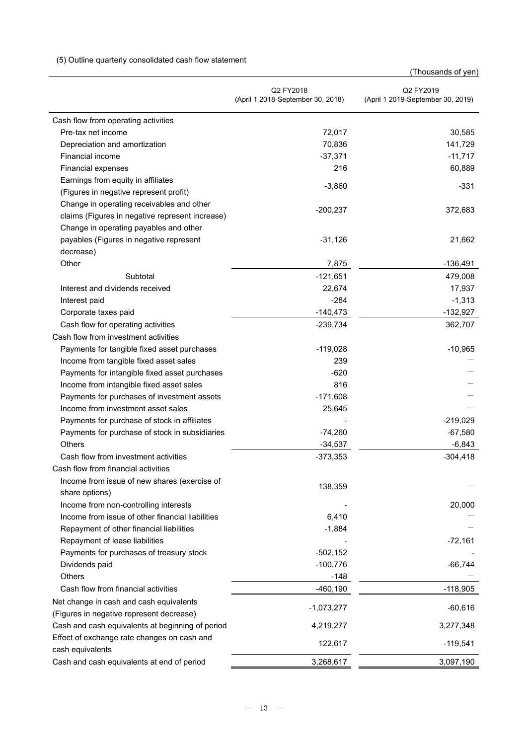(5) Outline quarterly consolidated cash flow statement

(Thousands of yen)

| | Q2 FY2018 (April 1 2018-September 30, 2018) | Q2 FY2019 (April 1 2019-September 30, 2019) |
|---|---|---|
| Cash flow from operating activities | | |
| Pre-tax net income | 72,017 | 30,585 |
| Depreciation and amortization | 70,836 | 141,729 |
| Financial income | -37,371 | -11,717 |
| Financial expenses | 216 | 60,889 |
| Earnings from equity in affiliates (Figures in negative represent profit) | -3,860 | -331 |
| Change in operating receivables and other claims (Figures in negative represent increase) | -200,237 | 372,683 |
| Change in operating payables and other payables (Figures in negative represent decrease) | -31,126 | 21,662 |
| Other | 7,875 | -136,491 |
| Subtotal | -121,651 | 479,008 |
| Interest and dividends received | 22,674 | 17,937 |
| Interest paid | -284 | -1,313 |
| Corporate taxes paid | -140,473 | -132,927 |
| Cash flow for operating activities | -239,734 | 362,707 |
| Cash flow from investment activities | | |
| Payments for tangible fixed asset purchases | -119,028 | -10,965 |
| Income from tangible fixed asset sales | 239 | — |
| Payments for intangible fixed asset purchases | -620 | — |
| Income from intangible fixed asset sales | 816 | — |
| Payments for purchases of investment assets | -171,608 | — |
| Income from investment asset sales | 25,645 | — |
| Payments for purchase of stock in affiliates | - | -219,029 |
| Payments for purchase of stock in subsidiaries | -74,260 | -67,580 |
| Others | -34,537 | -6,843 |
| Cash flow from investment activities | -373,353 | -304,418 |
| Cash flow from financial activities | | |
| Income from issue of new shares (exercise of share options) | 138,359 | — |
| Income from non-controlling interests | - | 20,000 |
| Income from issue of other financial liabilities | 6,410 | — |
| Repayment of other financial liabilities | -1,884 | — |
| Repayment of lease liabilities | - | -72,161 |
| Payments for purchases of treasury stock | -502,152 | - |
| Dividends paid | -100,776 | -66,744 |
| Others | -148 | — |
| Cash flow from financial activities | -460,190 | -118,905 |
| Net change in cash and cash equivalents (Figures in negative represent decrease) | -1,073,277 | -60,616 |
| Cash and cash equivalents at beginning of period | 4,219,277 | 3,277,348 |
| Effect of exchange rate changes on cash and cash equivalents | 122,617 | -119,541 |
| Cash and cash equivalents at end of period | 3,268,617 | 3,097,190 |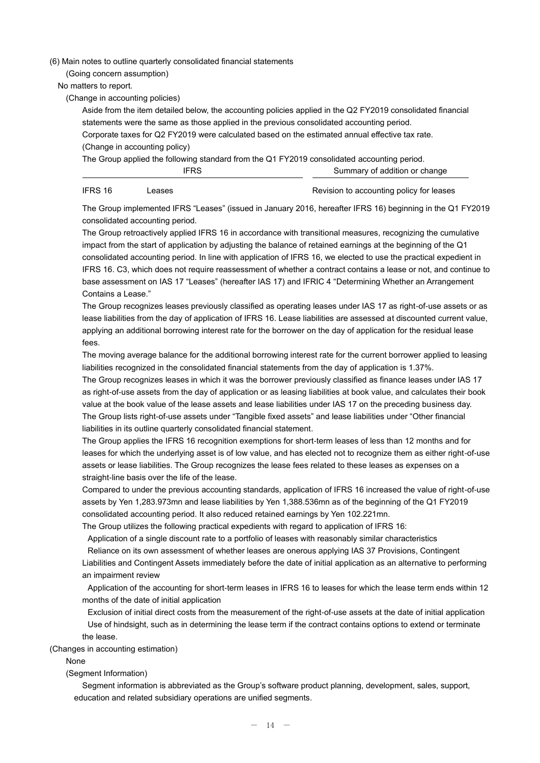(6) Main notes to outline quarterly consolidated financial statements

(Going concern assumption)

No matters to report.

(Change in accounting policies)

Aside from the item detailed below, the accounting policies applied in the Q2 FY2019 consolidated financial statements were the same as those applied in the previous consolidated accounting period.

Corporate taxes for Q2 FY2019 were calculated based on the estimated annual effective tax rate.

(Change in accounting policy)

The Group applied the following standard from the Q1 FY2019 consolidated accounting period.

| IFRS | | Summary of addition or change |
|---|---|---|
| IFRS 16 | Leases | Revision to accounting policy for leases |

The Group implemented IFRS "Leases" (issued in January 2016, hereafter IFRS 16) beginning in the Q1 FY2019 consolidated accounting period.

The Group retroactively applied IFRS 16 in accordance with transitional measures, recognizing the cumulative impact from the start of application by adjusting the balance of retained earnings at the beginning of the Q1 consolidated accounting period. In line with application of IFRS 16, we elected to use the practical expedient in IFRS 16. C3, which does not require reassessment of whether a contract contains a lease or not, and continue to base assessment on IAS 17 "Leases" (hereafter IAS 17) and IFRIC 4 "Determining Whether an Arrangement Contains a Lease."

The Group recognizes leases previously classified as operating leases under IAS 17 as right-of-use assets or as lease liabilities from the day of application of IFRS 16. Lease liabilities are assessed at discounted current value, applying an additional borrowing interest rate for the borrower on the day of application for the residual lease fees.

The moving average balance for the additional borrowing interest rate for the current borrower applied to leasing liabilities recognized in the consolidated financial statements from the day of application is 1.37%.

The Group recognizes leases in which it was the borrower previously classified as finance leases under IAS 17 as right-of-use assets from the day of application or as leasing liabilities at book value, and calculates their book value at the book value of the lease assets and lease liabilities under IAS 17 on the preceding business day.

The Group lists right-of-use assets under "Tangible fixed assets" and lease liabilities under "Other financial liabilities in its outline quarterly consolidated financial statement.

The Group applies the IFRS 16 recognition exemptions for short-term leases of less than 12 months and for leases for which the underlying asset is of low value, and has elected not to recognize them as either right-of-use assets or lease liabilities. The Group recognizes the lease fees related to these leases as expenses on a straight-line basis over the life of the lease.

Compared to under the previous accounting standards, application of IFRS 16 increased the value of right-of-use assets by Yen 1,283.973mn and lease liabilities by Yen 1,388.536mn as of the beginning of the Q1 FY2019 consolidated accounting period. It also reduced retained earnings by Yen 102.221mn.

The Group utilizes the following practical expedients with regard to application of IFRS 16:

Application of a single discount rate to a portfolio of leases with reasonably similar characteristics

Reliance on its own assessment of whether leases are onerous applying IAS 37 Provisions, Contingent Liabilities and Contingent Assets immediately before the date of initial application as an alternative to performing an impairment review

Application of the accounting for short-term leases in IFRS 16 to leases for which the lease term ends within 12 months of the date of initial application

Exclusion of initial direct costs from the measurement of the right-of-use assets at the date of initial application

Use of hindsight, such as in determining the lease term if the contract contains options to extend or terminate the lease.

(Changes in accounting estimation)

None

(Segment Information)

Segment information is abbreviated as the Group's software product planning, development, sales, support, education and related subsidiary operations are unified segments.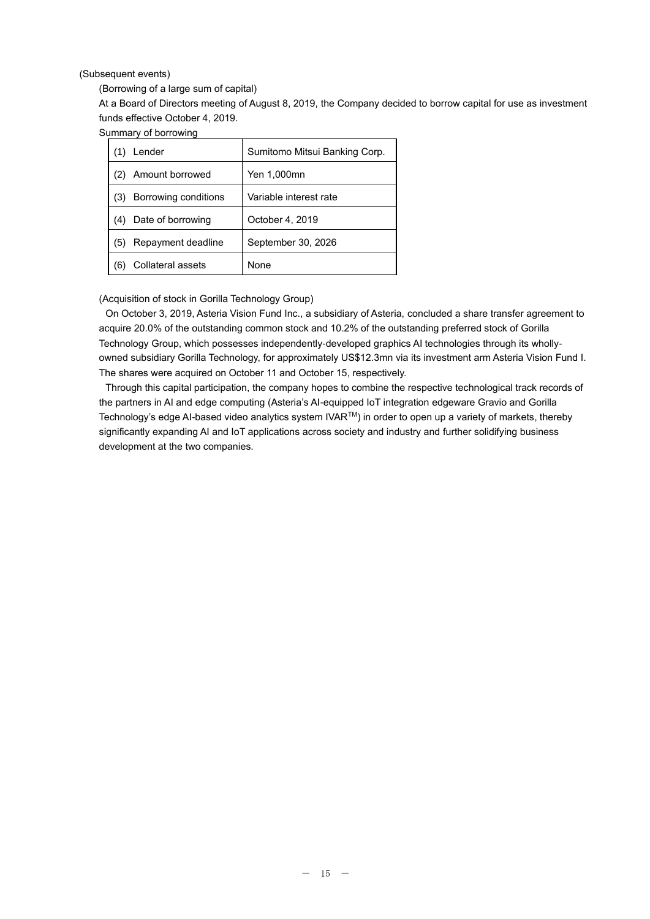(Subsequent events)

(Borrowing of a large sum of capital)

At a Board of Directors meeting of August 8, 2019, the Company decided to borrow capital for use as investment funds effective October 4, 2019.

Summary of borrowing

| | |
|---|---|
| (1) Lender | Sumitomo Mitsui Banking Corp. |
| (2) Amount borrowed | Yen 1,000mn |
| (3) Borrowing conditions | Variable interest rate |
| (4) Date of borrowing | October 4, 2019 |
| (5) Repayment deadline | September 30, 2026 |
| (6) Collateral assets | None |

(Acquisition of stock in Gorilla Technology Group)

On October 3, 2019, Asteria Vision Fund Inc., a subsidiary of Asteria, concluded a share transfer agreement to acquire 20.0% of the outstanding common stock and 10.2% of the outstanding preferred stock of Gorilla Technology Group, which possesses independently-developed graphics AI technologies through its wholly-owned subsidiary Gorilla Technology, for approximately US$12.3mn via its investment arm Asteria Vision Fund I. The shares were acquired on October 11 and October 15, respectively.

Through this capital participation, the company hopes to combine the respective technological track records of the partners in AI and edge computing (Asteria's AI-equipped IoT integration edgeware Gravio and Gorilla Technology's edge AI-based video analytics system IVAR™) in order to open up a variety of markets, thereby significantly expanding AI and IoT applications across society and industry and further solidifying business development at the two companies.